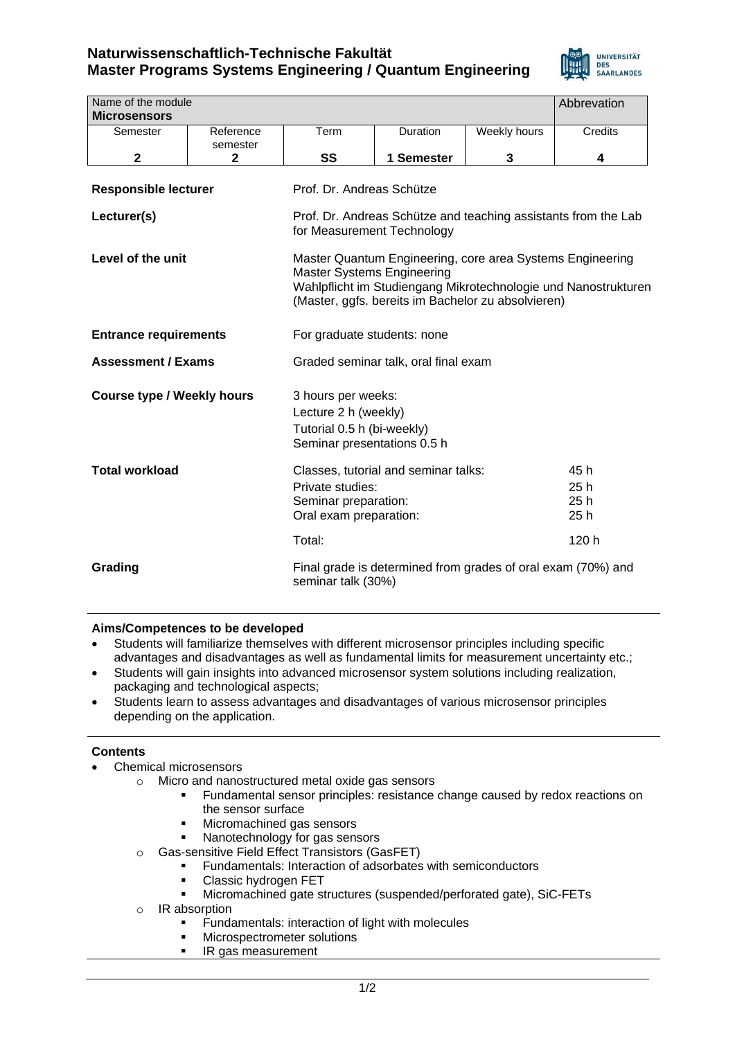**Naturwissenschaftlich-Technische Fakultät**
**Master Programs Systems Engineering / Quantum Engineering**

| Name of the module **Microsensors** | | | | | Abbrevation |
|---|---|---|---|---|---|
| Semester | Reference semester | Term | Duration | Weekly hours | Credits |
| **2** | **2** | **SS** | **1 Semester** | **3** | **4** |

| | | |
|---|---|---|
| **Responsible lecturer** | Prof. Dr. Andreas Schütze | |
| **Lecturer(s)** | Prof. Dr. Andreas Schütze and teaching assistants from the Lab for Measurement Technology | |
| **Level of the unit** | Master Quantum Engineering, core area Systems Engineering<br>Master Systems Engineering<br>Wahlpflicht im Studiengang Mikrotechnologie und Nanostrukturen (Master, ggfs. bereits im Bachelor zu absolvieren) | |
| **Entrance requirements** | For graduate students: none | |
| **Assessment / Exams** | Graded seminar talk, oral final exam | |
| **Course type / Weekly hours** | 3 hours per weeks:<br>Lecture 2 h (weekly)<br>Tutorial 0.5 h (bi-weekly)<br>Seminar presentations 0.5 h | |
| **Total workload** | Classes, tutorial and seminar talks:<br>Private studies:<br>Seminar preparation:<br>Oral exam preparation: | 45 h<br>25 h<br>25 h<br>25 h |
| | Total: | 120 h |
| **Grading** | Final grade is determined from grades of oral exam (70%) and seminar talk (30%) | |

**Aims/Competences to be developed**

- Students will familiarize themselves with different microsensor principles including specific advantages and disadvantages as well as fundamental limits for measurement uncertainty etc.;
- Students will gain insights into advanced microsensor system solutions including realization, packaging and technological aspects;
- Students learn to assess advantages and disadvantages of various microsensor principles depending on the application.

**Contents**

- Chemical microsensors
  - Micro and nanostructured metal oxide gas sensors
    - Fundamental sensor principles: resistance change caused by redox reactions on the sensor surface
    - Micromachined gas sensors
    - Nanotechnology for gas sensors
  - Gas-sensitive Field Effect Transistors (GasFET)
    - Fundamentals: Interaction of adsorbates with semiconductors
    - Classic hydrogen FET
    - Micromachined gate structures (suspended/perforated gate), SiC-FETs
  - IR absorption
    - Fundamentals: interaction of light with molecules
    - Microspectrometer solutions
    - IR gas measurement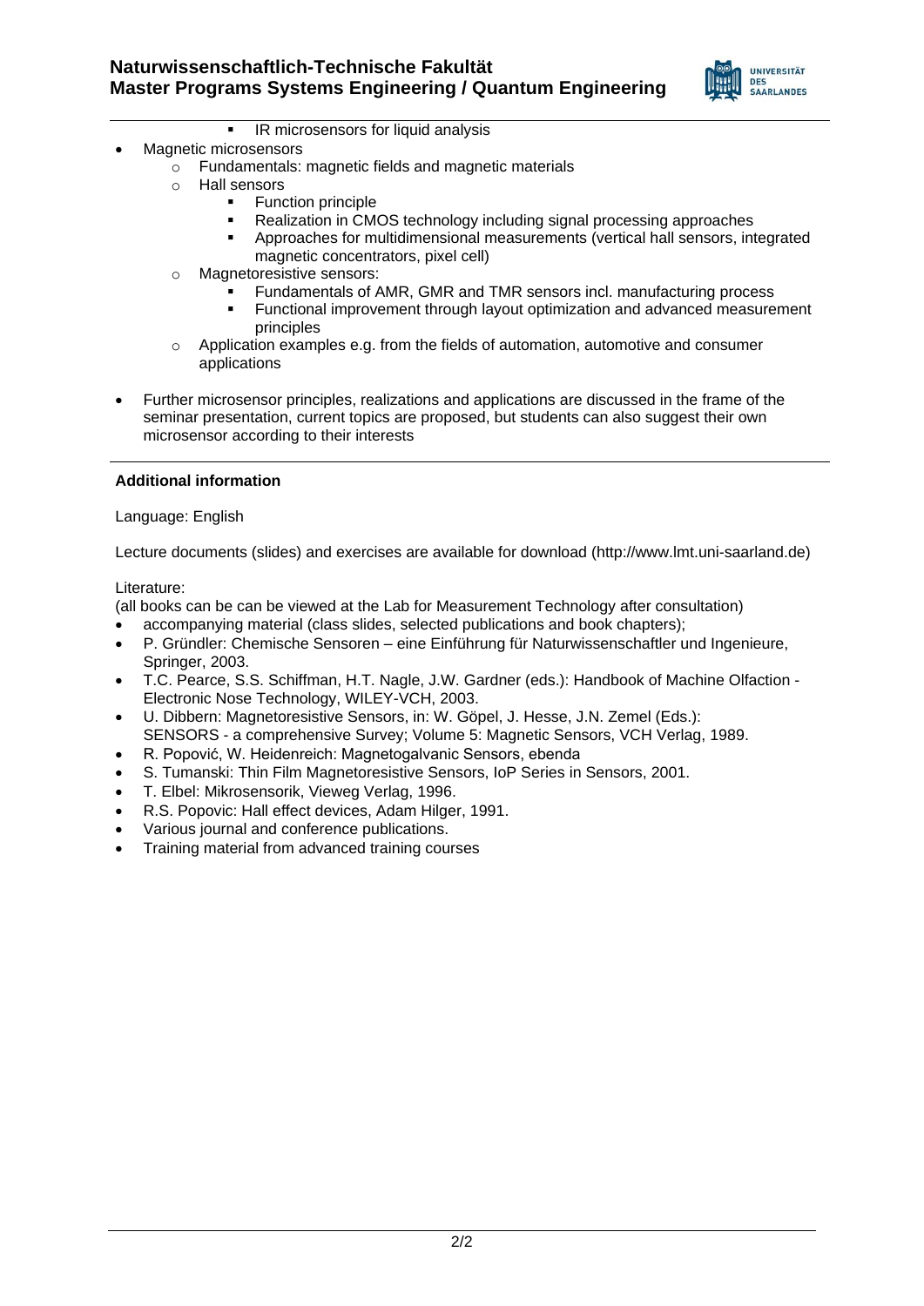- IR microsensors for liquid analysis
- Magnetic microsensors
    - Fundamentals: magnetic fields and magnetic materials
    - Hall sensors
        - Function principle
        - Realization in CMOS technology including signal processing approaches
        - Approaches for multidimensional measurements (vertical hall sensors, integrated magnetic concentrators, pixel cell)
    - Magnetoresistive sensors:
        - Fundamentals of AMR, GMR and TMR sensors incl. manufacturing process
        - Functional improvement through layout optimization and advanced measurement principles
    - Application examples e.g. from the fields of automation, automotive and consumer applications

- Further microsensor principles, realizations and applications are discussed in the frame of the seminar presentation, current topics are proposed, but students can also suggest their own microsensor according to their interests

**Additional information**

Language: English

Lecture documents (slides) and exercises are available for download (http://www.lmt.uni-saarland.de)

Literature:
(all books can be can be viewed at the Lab for Measurement Technology after consultation)

- accompanying material (class slides, selected publications and book chapters);
- P. Gründler: Chemische Sensoren – eine Einführung für Naturwissenschaftler und Ingenieure, Springer, 2003.
- T.C. Pearce, S.S. Schiffman, H.T. Nagle, J.W. Gardner (eds.): Handbook of Machine Olfaction - Electronic Nose Technology, WILEY-VCH, 2003.
- U. Dibbern: Magnetoresistive Sensors, in: W. Göpel, J. Hesse, J.N. Zemel (Eds.): SENSORS - a comprehensive Survey; Volume 5: Magnetic Sensors, VCH Verlag, 1989.
- R. Popović, W. Heidenreich: Magnetogalvanic Sensors, ebenda
- S. Tumanski: Thin Film Magnetoresistive Sensors, IoP Series in Sensors, 2001.
- T. Elbel: Mikrosensorik, Vieweg Verlag, 1996.
- R.S. Popovic: Hall effect devices, Adam Hilger, 1991.
- Various journal and conference publications.
- Training material from advanced training courses